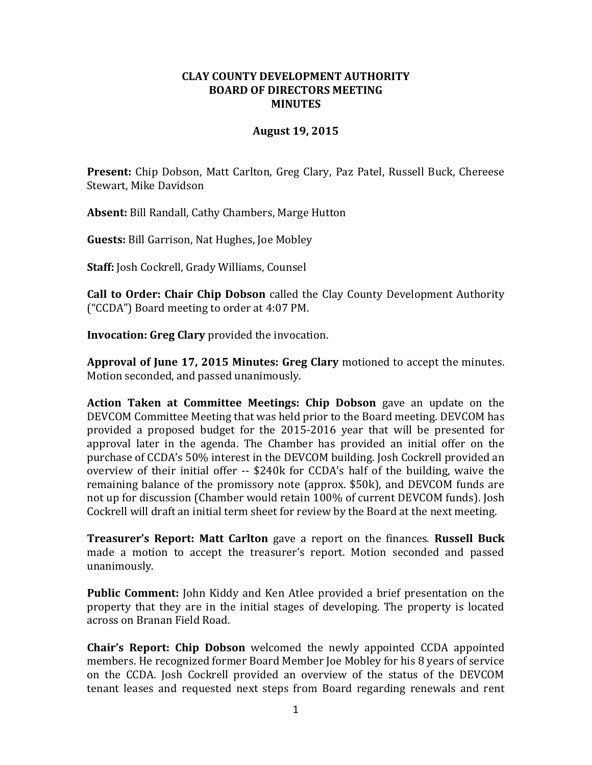# CLAY COUNTY DEVELOPMENT AUTHORITY
## BOARD OF DIRECTORS MEETING
## MINUTES

**August 19, 2015**

**Present:** Chip Dobson, Matt Carlton, Greg Clary, Paz Patel, Russell Buck, Chereese Stewart, Mike Davidson

**Absent:** Bill Randall, Cathy Chambers, Marge Hutton

**Guests:** Bill Garrison, Nat Hughes, Joe Mobley

**Staff:** Josh Cockrell, Grady Williams, Counsel

**Call to Order: Chair Chip Dobson** called the Clay County Development Authority ("CCDA") Board meeting to order at 4:07 PM.

**Invocation: Greg Clary** provided the invocation.

**Approval of June 17, 2015 Minutes: Greg Clary** motioned to accept the minutes. Motion seconded, and passed unanimously.

**Action Taken at Committee Meetings: Chip Dobson** gave an update on the DEVCOM Committee Meeting that was held prior to the Board meeting. DEVCOM has provided a proposed budget for the 2015-2016 year that will be presented for approval later in the agenda. The Chamber has provided an initial offer on the purchase of CCDA's 50% interest in the DEVCOM building. Josh Cockrell provided an overview of their initial offer -- $240k for CCDA's half of the building, waive the remaining balance of the promissory note (approx. $50k), and DEVCOM funds are not up for discussion (Chamber would retain 100% of current DEVCOM funds). Josh Cockrell will draft an initial term sheet for review by the Board at the next meeting.

**Treasurer's Report: Matt Carlton** gave a report on the finances. **Russell Buck** made a motion to accept the treasurer's report. Motion seconded and passed unanimously.

**Public Comment:** John Kiddy and Ken Atlee provided a brief presentation on the property that they are in the initial stages of developing. The property is located across on Branan Field Road.

**Chair's Report: Chip Dobson** welcomed the newly appointed CCDA appointed members. He recognized former Board Member Joe Mobley for his 8 years of service on the CCDA. Josh Cockrell provided an overview of the status of the DEVCOM tenant leases and requested next steps from Board regarding renewals and rent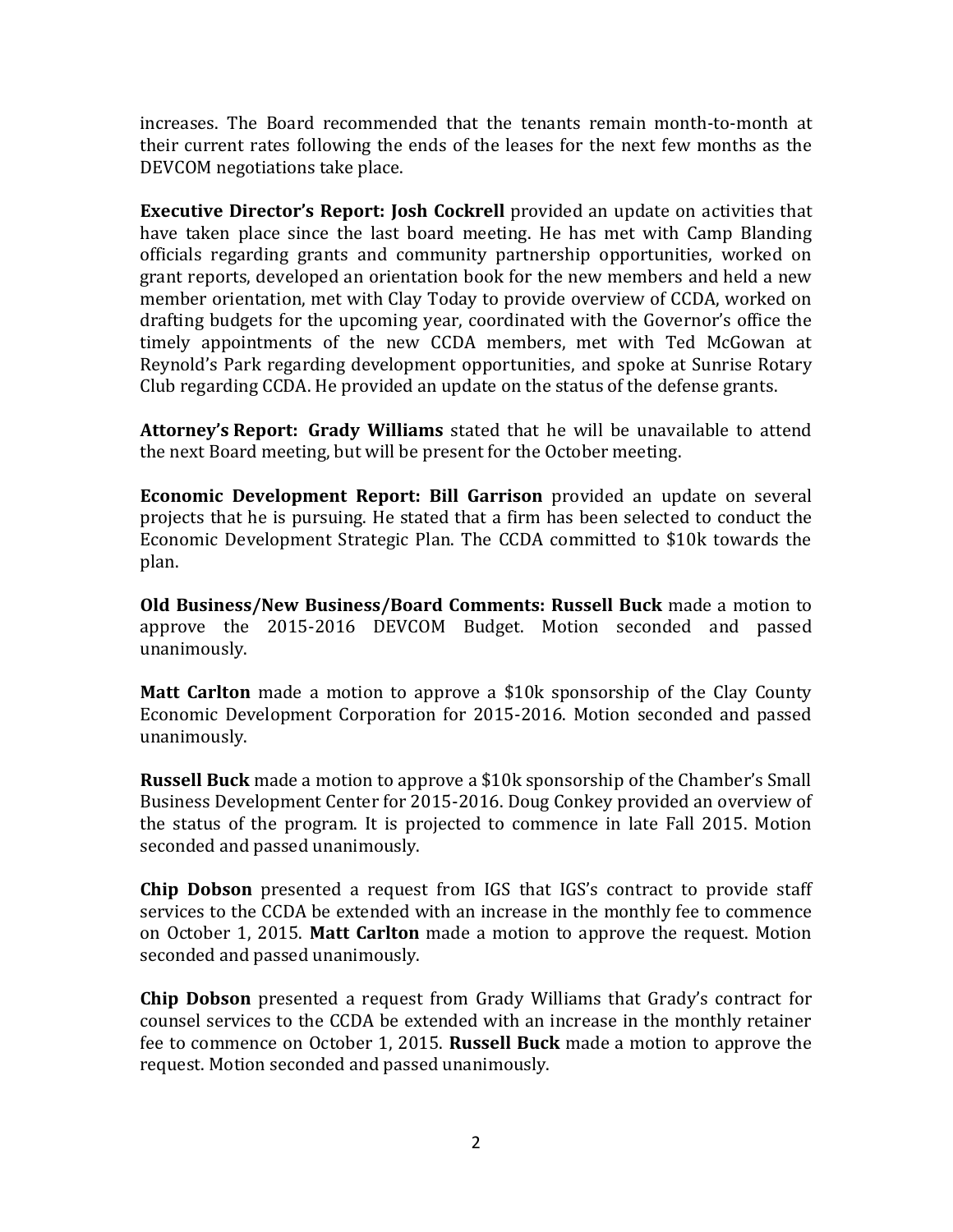increases. The Board recommended that the tenants remain month-to-month at their current rates following the ends of the leases for the next few months as the DEVCOM negotiations take place.

**Executive Director's Report: Josh Cockrell** provided an update on activities that have taken place since the last board meeting. He has met with Camp Blanding officials regarding grants and community partnership opportunities, worked on grant reports, developed an orientation book for the new members and held a new member orientation, met with Clay Today to provide overview of CCDA, worked on drafting budgets for the upcoming year, coordinated with the Governor's office the timely appointments of the new CCDA members, met with Ted McGowan at Reynold's Park regarding development opportunities, and spoke at Sunrise Rotary Club regarding CCDA. He provided an update on the status of the defense grants.

**Attorney's Report: Grady Williams** stated that he will be unavailable to attend the next Board meeting, but will be present for the October meeting.

**Economic Development Report: Bill Garrison** provided an update on several projects that he is pursuing. He stated that a firm has been selected to conduct the Economic Development Strategic Plan. The CCDA committed to $10k towards the plan.

**Old Business/New Business/Board Comments: Russell Buck** made a motion to approve the 2015-2016 DEVCOM Budget. Motion seconded and passed unanimously.

**Matt Carlton** made a motion to approve a $10k sponsorship of the Clay County Economic Development Corporation for 2015-2016. Motion seconded and passed unanimously.

**Russell Buck** made a motion to approve a $10k sponsorship of the Chamber's Small Business Development Center for 2015-2016. Doug Conkey provided an overview of the status of the program. It is projected to commence in late Fall 2015. Motion seconded and passed unanimously.

**Chip Dobson** presented a request from IGS that IGS's contract to provide staff services to the CCDA be extended with an increase in the monthly fee to commence on October 1, 2015. **Matt Carlton** made a motion to approve the request. Motion seconded and passed unanimously.

**Chip Dobson** presented a request from Grady Williams that Grady's contract for counsel services to the CCDA be extended with an increase in the monthly retainer fee to commence on October 1, 2015. **Russell Buck** made a motion to approve the request. Motion seconded and passed unanimously.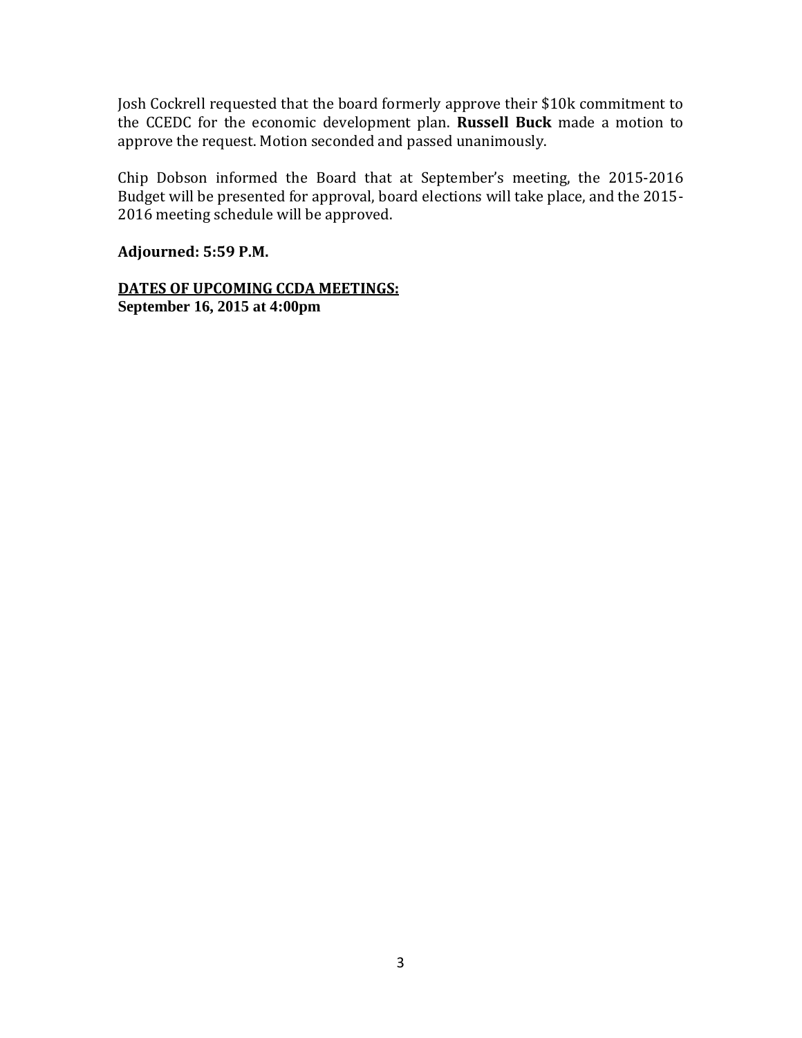Josh Cockrell requested that the board formerly approve their $10k commitment to the CCEDC for the economic development plan. **Russell Buck** made a motion to approve the request. Motion seconded and passed unanimously.

Chip Dobson informed the Board that at September's meeting, the 2015-2016 Budget will be presented for approval, board elections will take place, and the 2015-2016 meeting schedule will be approved.

**Adjourned: 5:59 P.M.**

**DATES OF UPCOMING CCDA MEETINGS:**
**September 16, 2015 at 4:00pm**